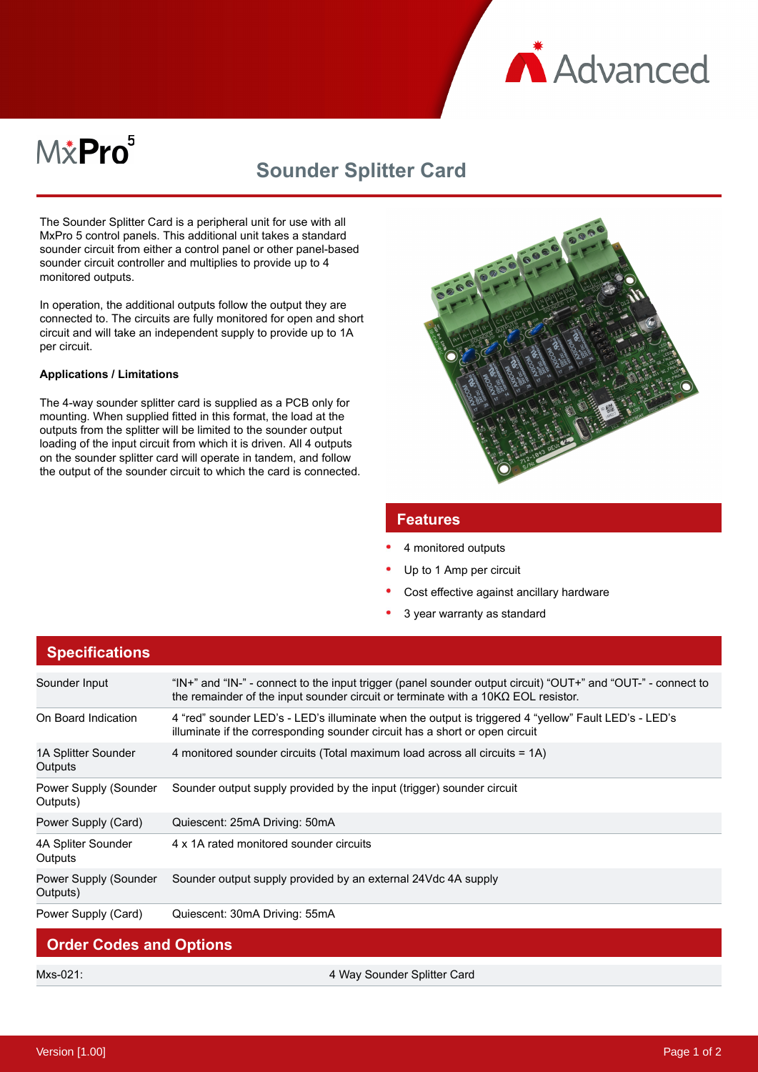MxPro 5

# Sounder Splitter Card

The Sounder Splitter Card is a peripheral unit for use with all MxPro 5 control panels. This additional unit takes a standard sounder circuit from either a control panel or other panel-based sounder circuit controller and multiplies to provide up to 4 monitored outputs.

In operation, the additional outputs follow the output they are connected to. The circuits are fully monitored for open and short circuit and will take an independent supply to provide up to 1A per circuit.

**Applications / Limitations**

The 4-way sounder splitter card is supplied as a PCB only for mounting. When supplied fitted in this format, the load at the outputs from the splitter will be limited to the sounder output loading of the input circuit from which it is driven. All 4 outputs on the sounder splitter card will operate in tandem, and follow the output of the sounder circuit to which the card is connected.

## Features

- 4 monitored outputs
- Up to 1 Amp per circuit
- Cost effective against ancillary hardware
- 3 year warranty as standard

## Specifications

| | |
|---|---|
| Sounder Input | "IN+" and "IN-" - connect to the input trigger (panel sounder output circuit) "OUT+" and "OUT-" - connect to the remainder of the input sounder circuit or terminate with a 10KΩ EOL resistor. |
| On Board Indication | 4 "red" sounder LED's - LED's illuminate when the output is triggered 4 "yellow" Fault LED's - LED's illuminate if the corresponding sounder circuit has a short or open circuit |
| 1A Splitter Sounder Outputs | 4 monitored sounder circuits (Total maximum load across all circuits = 1A) |
| Power Supply (Sounder Outputs) | Sounder output supply provided by the input (trigger) sounder circuit |
| Power Supply (Card) | Quiescent: 25mA Driving: 50mA |
| 4A Spliter Sounder Outputs | 4 x 1A rated monitored sounder circuits |
| Power Supply (Sounder Outputs) | Sounder output supply provided by an external 24Vdc 4A supply |
| Power Supply (Card) | Quiescent: 30mA Driving: 55mA |

## Order Codes and Options

| | |
|---|---|
| Mxs-021: | 4 Way Sounder Splitter Card |

Version [1.00]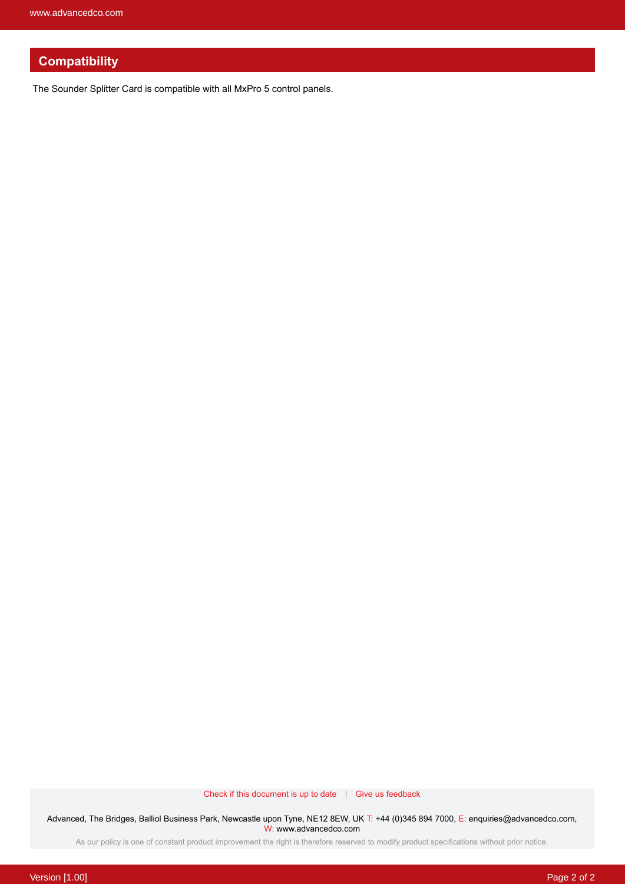## Compatibility

The Sounder Splitter Card is compatible with all MxPro 5 control panels.

Check if this document is up to date | Give us feedback

Advanced, The Bridges, Balliol Business Park, Newcastle upon Tyne, NE12 8EW, UK T: +44 (0)345 894 7000, E: enquiries@advancedco.com, W: www.advancedco.com

As our policy is one of constant product improvement the right is therefore reserved to modify product specifications without prior notice.

Version [1.00]